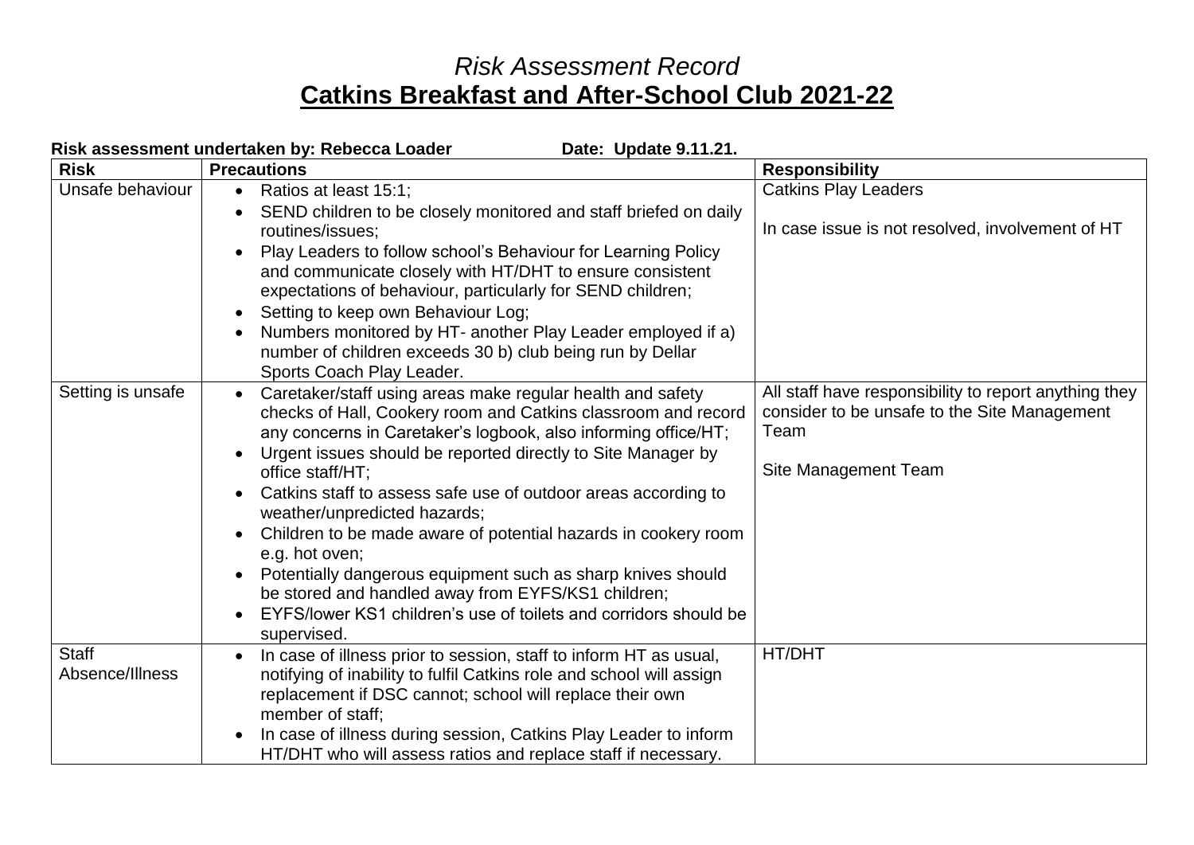# *Risk Assessment Record*

# **Catkins Breakfast and After-School Club 2021-22**

**Risk assessment undertaken by: Rebecca Loader Date: Update 9.11.21.**

| **Risk** | **Precautions** | **Responsibility** |
|---|---|---|
| Unsafe behaviour | • Ratios at least 15:1;<br>• SEND children to be closely monitored and staff briefed on daily routines/issues;<br>• Play Leaders to follow school's Behaviour for Learning Policy and communicate closely with HT/DHT to ensure consistent expectations of behaviour, particularly for SEND children;<br>• Setting to keep own Behaviour Log;<br>• Numbers monitored by HT- another Play Leader employed if a) number of children exceeds 30 b) club being run by Dellar Sports Coach Play Leader. | Catkins Play Leaders<br><br>In case issue is not resolved, involvement of HT |
| Setting is unsafe | • Caretaker/staff using areas make regular health and safety checks of Hall, Cookery room and Catkins classroom and record any concerns in Caretaker's logbook, also informing office/HT;<br>• Urgent issues should be reported directly to Site Manager by office staff/HT;<br>• Catkins staff to assess safe use of outdoor areas according to weather/unpredicted hazards;<br>• Children to be made aware of potential hazards in cookery room e.g. hot oven;<br>• Potentially dangerous equipment such as sharp knives should be stored and handled away from EYFS/KS1 children;<br>• EYFS/lower KS1 children's use of toilets and corridors should be supervised. | All staff have responsibility to report anything they consider to be unsafe to the Site Management Team<br><br>Site Management Team |
| Staff Absence/Illness | • In case of illness prior to session, staff to inform HT as usual, notifying of inability to fulfil Catkins role and school will assign replacement if DSC cannot; school will replace their own member of staff;<br>• In case of illness during session, Catkins Play Leader to inform HT/DHT who will assess ratios and replace staff if necessary. | HT/DHT |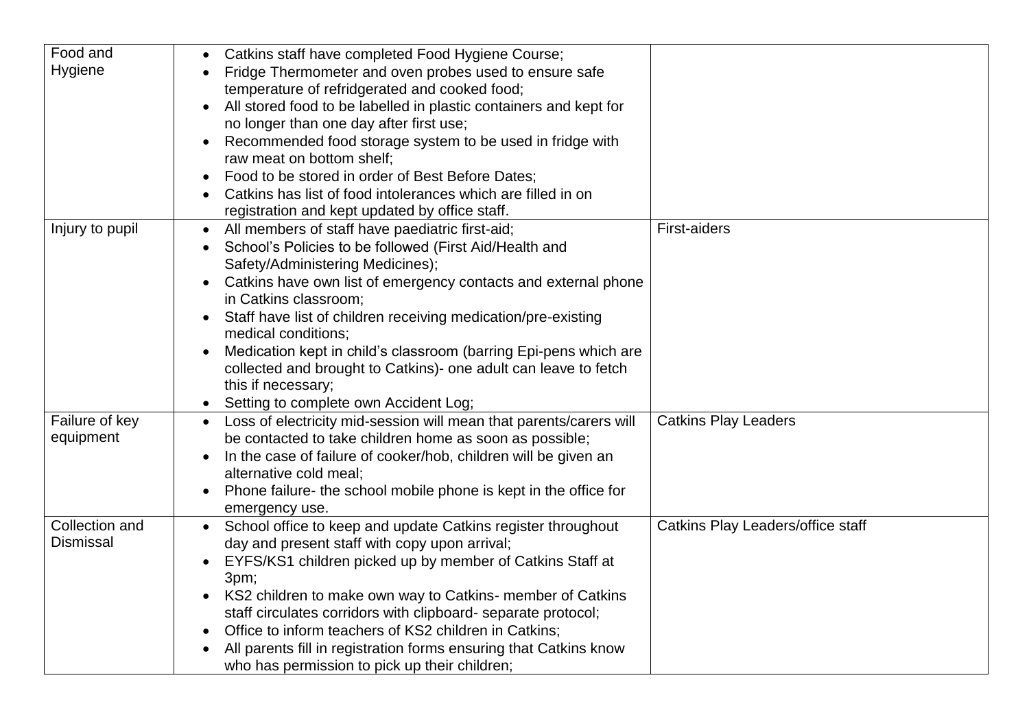| | | |
|---|---|---|
| Food and Hygiene | • Catkins staff have completed Food Hygiene Course;<br>• Fridge Thermometer and oven probes used to ensure safe temperature of refridgerated and cooked food;<br>• All stored food to be labelled in plastic containers and kept for no longer than one day after first use;<br>• Recommended food storage system to be used in fridge with raw meat on bottom shelf;<br>• Food to be stored in order of Best Before Dates;<br>• Catkins has list of food intolerances which are filled in on registration and kept updated by office staff. | |
| Injury to pupil | • All members of staff have paediatric first-aid;<br>• School's Policies to be followed (First Aid/Health and Safety/Administering Medicines);<br>• Catkins have own list of emergency contacts and external phone in Catkins classroom;<br>• Staff have list of children receiving medication/pre-existing medical conditions;<br>• Medication kept in child's classroom (barring Epi-pens which are collected and brought to Catkins)- one adult can leave to fetch this if necessary;<br>• Setting to complete own Accident Log; | First-aiders |
| Failure of key equipment | • Loss of electricity mid-session will mean that parents/carers will be contacted to take children home as soon as possible;<br>• In the case of failure of cooker/hob, children will be given an alternative cold meal;<br>• Phone failure- the school mobile phone is kept in the office for emergency use. | Catkins Play Leaders |
| Collection and Dismissal | • School office to keep and update Catkins register throughout day and present staff with copy upon arrival;<br>• EYFS/KS1 children picked up by member of Catkins Staff at 3pm;<br>• KS2 children to make own way to Catkins- member of Catkins staff circulates corridors with clipboard- separate protocol;<br>• Office to inform teachers of KS2 children in Catkins;<br>• All parents fill in registration forms ensuring that Catkins know who has permission to pick up their children; | Catkins Play Leaders/office staff |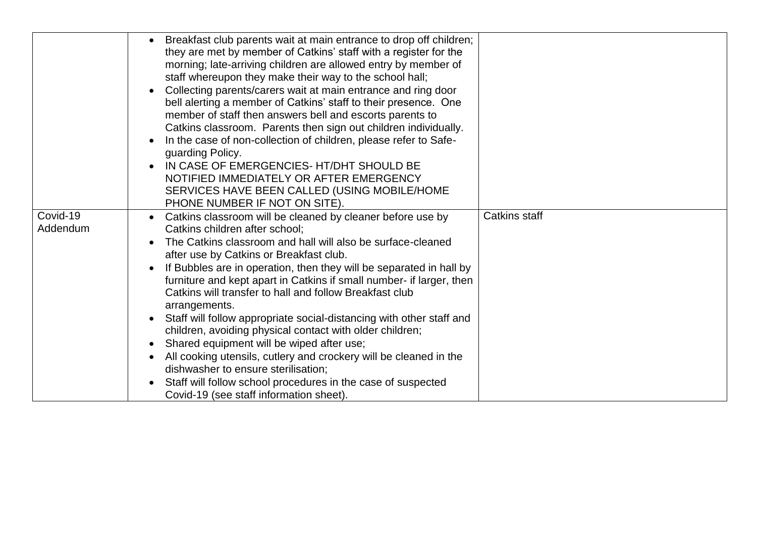| | | |
|---|---|---|
| | • Breakfast club parents wait at main entrance to drop off children; they are met by member of Catkins' staff with a register for the morning; late-arriving children are allowed entry by member of staff whereupon they make their way to the school hall;<br>• Collecting parents/carers wait at main entrance and ring door bell alerting a member of Catkins' staff to their presence. One member of staff then answers bell and escorts parents to Catkins classroom. Parents then sign out children individually.<br>• In the case of non-collection of children, please refer to Safe-guarding Policy.<br>• IN CASE OF EMERGENCIES- HT/DHT SHOULD BE NOTIFIED IMMEDIATELY OR AFTER EMERGENCY SERVICES HAVE BEEN CALLED (USING MOBILE/HOME PHONE NUMBER IF NOT ON SITE). | |
| Covid-19 Addendum | • Catkins classroom will be cleaned by cleaner before use by Catkins children after school;<br>• The Catkins classroom and hall will also be surface-cleaned after use by Catkins or Breakfast club.<br>• If Bubbles are in operation, then they will be separated in hall by furniture and kept apart in Catkins if small number- if larger, then Catkins will transfer to hall and follow Breakfast club arrangements.<br>• Staff will follow appropriate social-distancing with other staff and children, avoiding physical contact with older children;<br>• Shared equipment will be wiped after use;<br>• All cooking utensils, cutlery and crockery will be cleaned in the dishwasher to ensure sterilisation;<br>• Staff will follow school procedures in the case of suspected Covid-19 (see staff information sheet). | Catkins staff |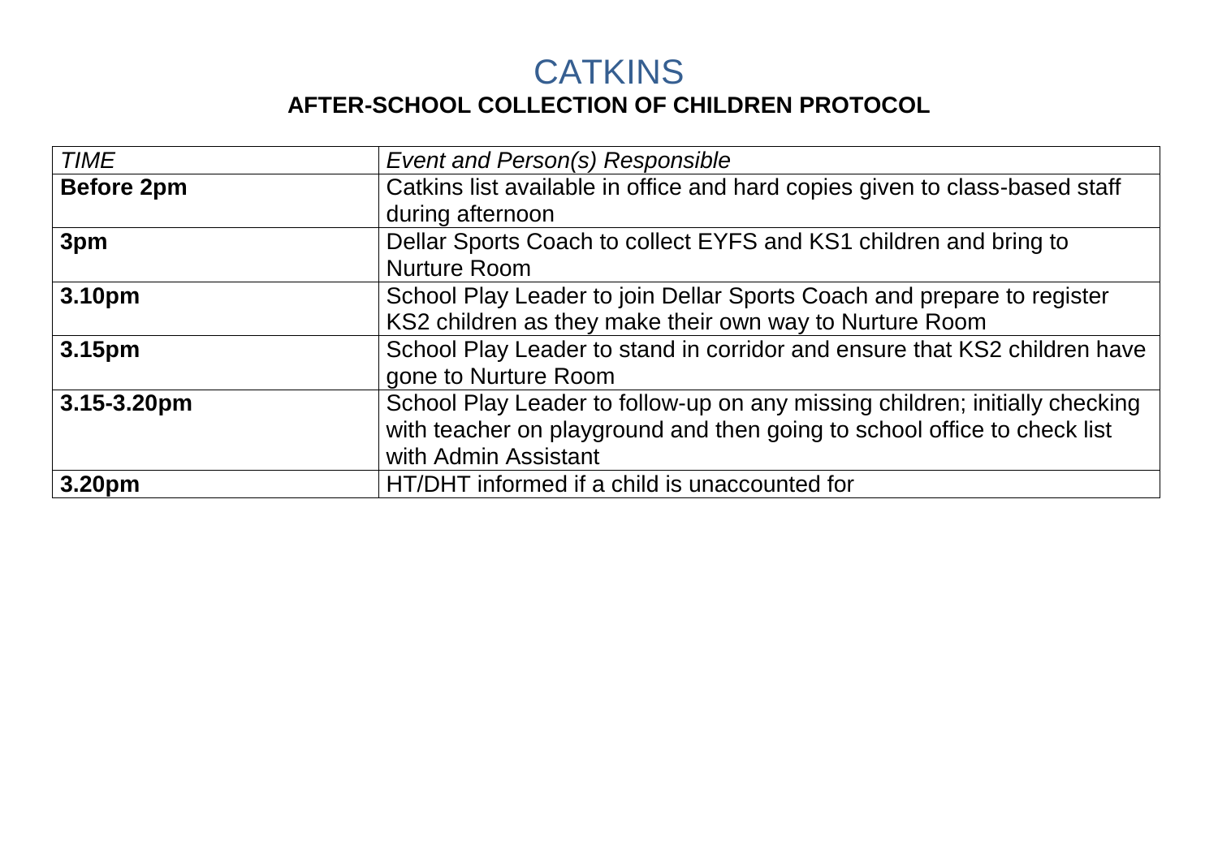# CATKINS

## AFTER-SCHOOL COLLECTION OF CHILDREN PROTOCOL

| *TIME* | *Event and Person(s) Responsible* |
|---|---|
| **Before 2pm** | Catkins list available in office and hard copies given to class-based staff during afternoon |
| **3pm** | Dellar Sports Coach to collect EYFS and KS1 children and bring to Nurture Room |
| **3.10pm** | School Play Leader to join Dellar Sports Coach and prepare to register KS2 children as they make their own way to Nurture Room |
| **3.15pm** | School Play Leader to stand in corridor and ensure that KS2 children have gone to Nurture Room |
| **3.15-3.20pm** | School Play Leader to follow-up on any missing children; initially checking with teacher on playground and then going to school office to check list with Admin Assistant |
| **3.20pm** | HT/DHT informed if a child is unaccounted for |